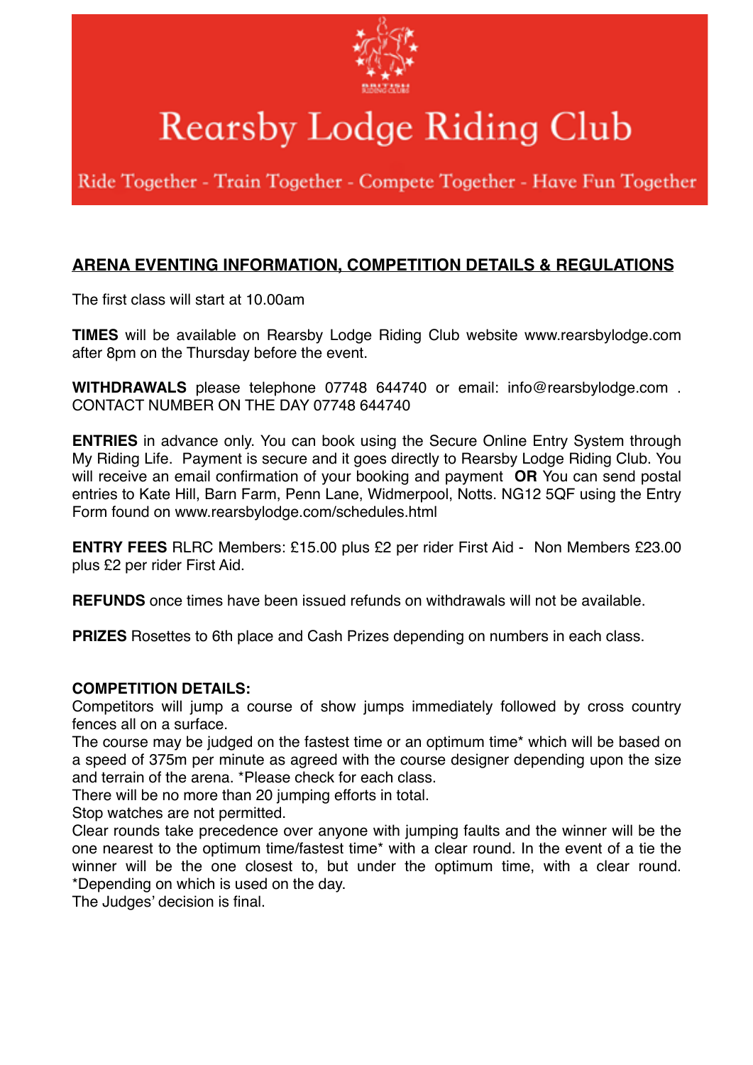# Rearsby Lodge Riding Club

Ride Together - Train Together - Compete Together - Have Fun Together

## ARENA EVENTING INFORMATION, COMPETITION DETAILS & REGULATIONS

The first class will start at 10.00am

**TIMES** will be available on Rearsby Lodge Riding Club website www.rearsbylodge.com after 8pm on the Thursday before the event.

**WITHDRAWALS** please telephone 07748 644740 or email: info@rearsbylodge.com . CONTACT NUMBER ON THE DAY 07748 644740

**ENTRIES** in advance only. You can book using the Secure Online Entry System through My Riding Life. Payment is secure and it goes directly to Rearsby Lodge Riding Club. You will receive an email confirmation of your booking and payment **OR** You can send postal entries to Kate Hill, Barn Farm, Penn Lane, Widmerpool, Notts. NG12 5QF using the Entry Form found on www.rearsbylodge.com/schedules.html

**ENTRY FEES** RLRC Members: £15.00 plus £2 per rider First Aid - Non Members £23.00 plus £2 per rider First Aid.

**REFUNDS** once times have been issued refunds on withdrawals will not be available.

**PRIZES** Rosettes to 6th place and Cash Prizes depending on numbers in each class.

**COMPETITION DETAILS:**

Competitors will jump a course of show jumps immediately followed by cross country fences all on a surface.

The course may be judged on the fastest time or an optimum time* which will be based on a speed of 375m per minute as agreed with the course designer depending upon the size and terrain of the arena. *Please check for each class.

There will be no more than 20 jumping efforts in total.

Stop watches are not permitted.

Clear rounds take precedence over anyone with jumping faults and the winner will be the one nearest to the optimum time/fastest time* with a clear round. In the event of a tie the winner will be the one closest to, but under the optimum time, with a clear round. *Depending on which is used on the day.

The Judges' decision is final.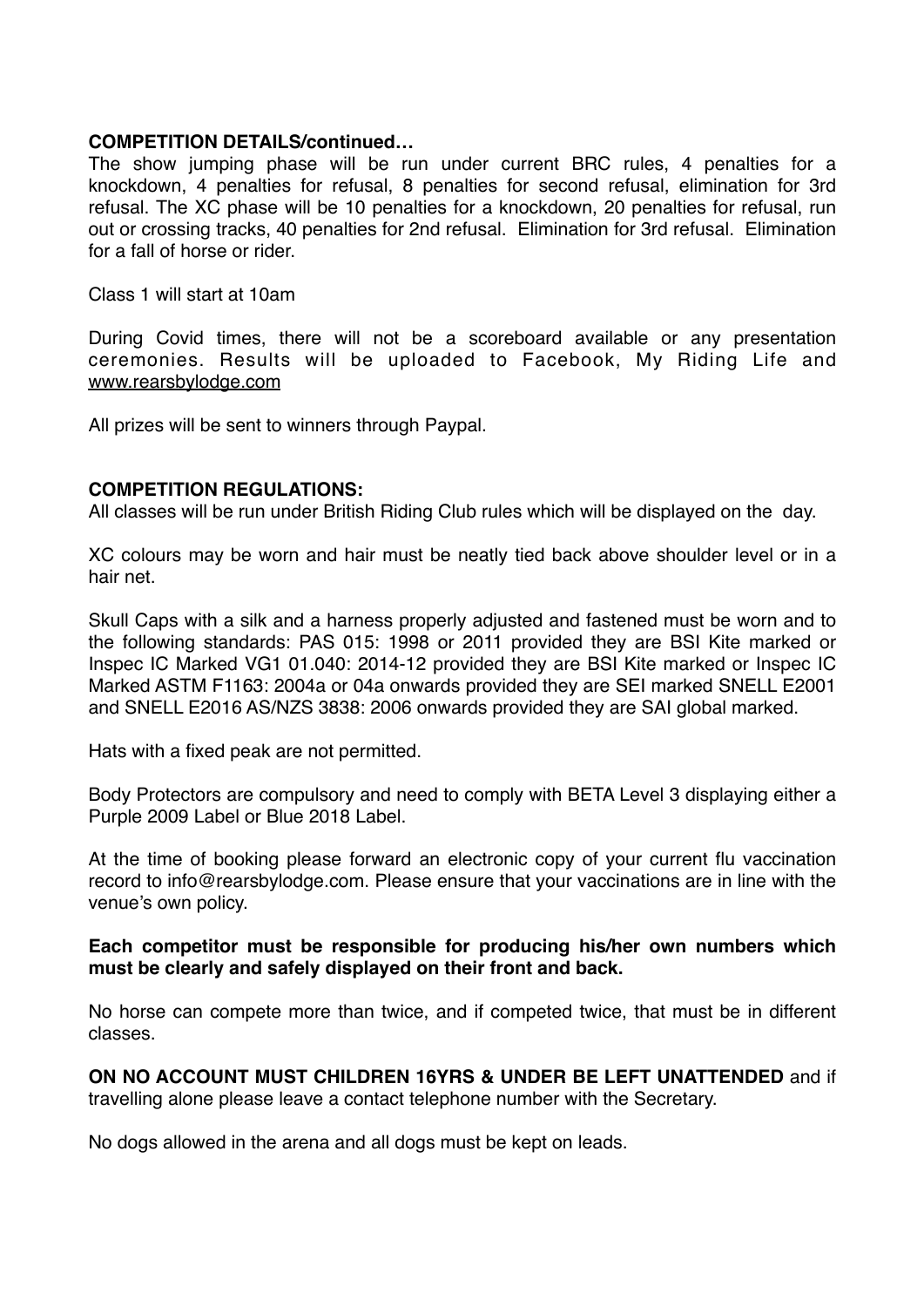**COMPETITION DETAILS/continued…**

The show jumping phase will be run under current BRC rules, 4 penalties for a knockdown, 4 penalties for refusal, 8 penalties for second refusal, elimination for 3rd refusal. The XC phase will be 10 penalties for a knockdown, 20 penalties for refusal, run out or crossing tracks, 40 penalties for 2nd refusal. Elimination for 3rd refusal. Elimination for a fall of horse or rider.

Class 1 will start at 10am

During Covid times, there will not be a scoreboard available or any presentation ceremonies. Results will be uploaded to Facebook, My Riding Life and www.rearsbylodge.com

All prizes will be sent to winners through Paypal.

**COMPETITION REGULATIONS:**

All classes will be run under British Riding Club rules which will be displayed on the day.

XC colours may be worn and hair must be neatly tied back above shoulder level or in a hair net.

Skull Caps with a silk and a harness properly adjusted and fastened must be worn and to the following standards: PAS 015: 1998 or 2011 provided they are BSI Kite marked or Inspec IC Marked VG1 01.040: 2014-12 provided they are BSI Kite marked or Inspec IC Marked ASTM F1163: 2004a or 04a onwards provided they are SEI marked SNELL E2001 and SNELL E2016 AS/NZS 3838: 2006 onwards provided they are SAI global marked.

Hats with a fixed peak are not permitted.

Body Protectors are compulsory and need to comply with BETA Level 3 displaying either a Purple 2009 Label or Blue 2018 Label.

At the time of booking please forward an electronic copy of your current flu vaccination record to info@rearsbylodge.com. Please ensure that your vaccinations are in line with the venue's own policy.

**Each competitor must be responsible for producing his/her own numbers which must be clearly and safely displayed on their front and back.**

No horse can compete more than twice, and if competed twice, that must be in different classes.

**ON NO ACCOUNT MUST CHILDREN 16YRS & UNDER BE LEFT UNATTENDED** and if travelling alone please leave a contact telephone number with the Secretary.

No dogs allowed in the arena and all dogs must be kept on leads.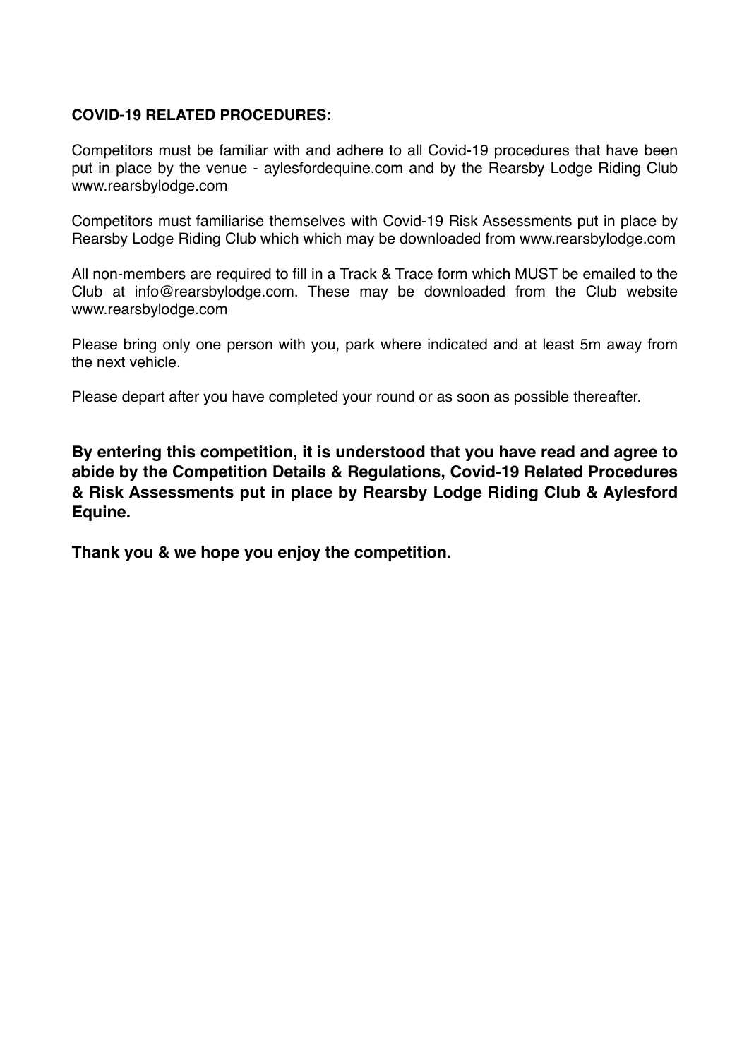**COVID-19 RELATED PROCEDURES:**

Competitors must be familiar with and adhere to all Covid-19 procedures that have been put in place by the venue - aylesfordequine.com and by the Rearsby Lodge Riding Club www.rearsbylodge.com

Competitors must familiarise themselves with Covid-19 Risk Assessments put in place by Rearsby Lodge Riding Club which which may be downloaded from www.rearsbylodge.com

All non-members are required to fill in a Track & Trace form which MUST be emailed to the Club at info@rearsbylodge.com. These may be downloaded from the Club website www.rearsbylodge.com

Please bring only one person with you, park where indicated and at least 5m away from the next vehicle.

Please depart after you have completed your round or as soon as possible thereafter.

**By entering this competition, it is understood that you have read and agree to abide by the Competition Details & Regulations, Covid-19 Related Procedures & Risk Assessments put in place by Rearsby Lodge Riding Club & Aylesford Equine.**

**Thank you & we hope you enjoy the competition.**